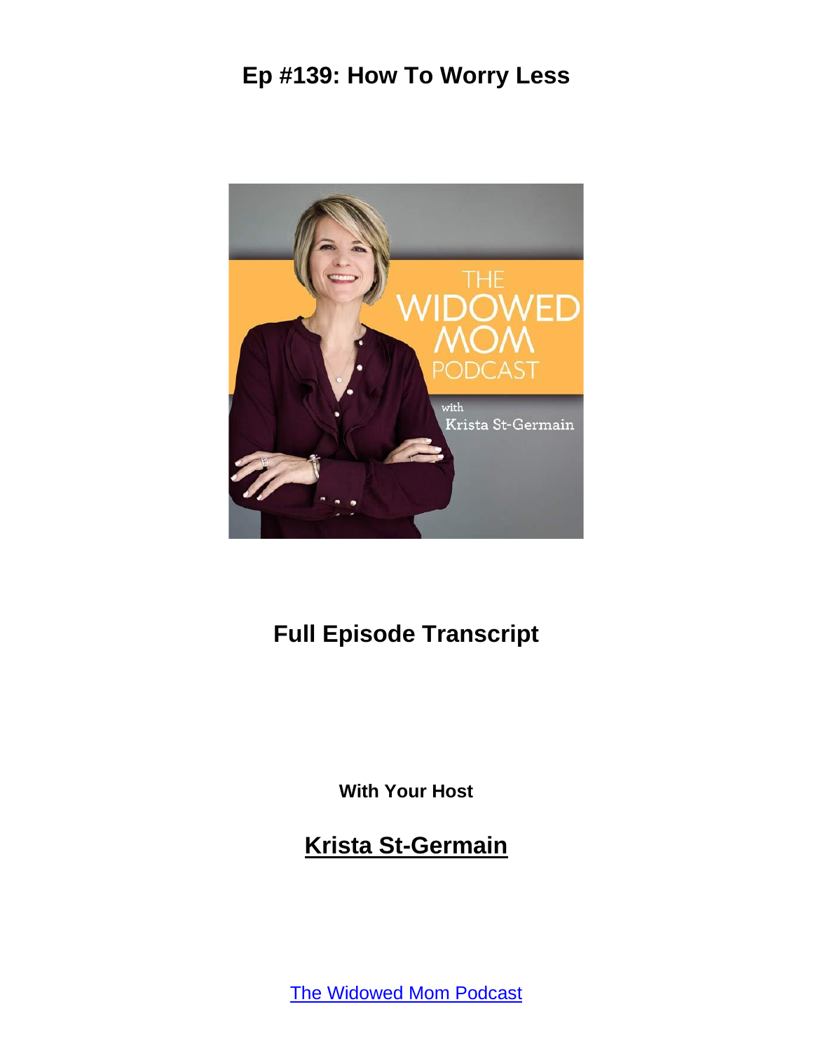# Ep #139: How To Worry Less

## Full Episode Transcript

**With Your Host**

## Krista St-Germain

The Widowed Mom Podcast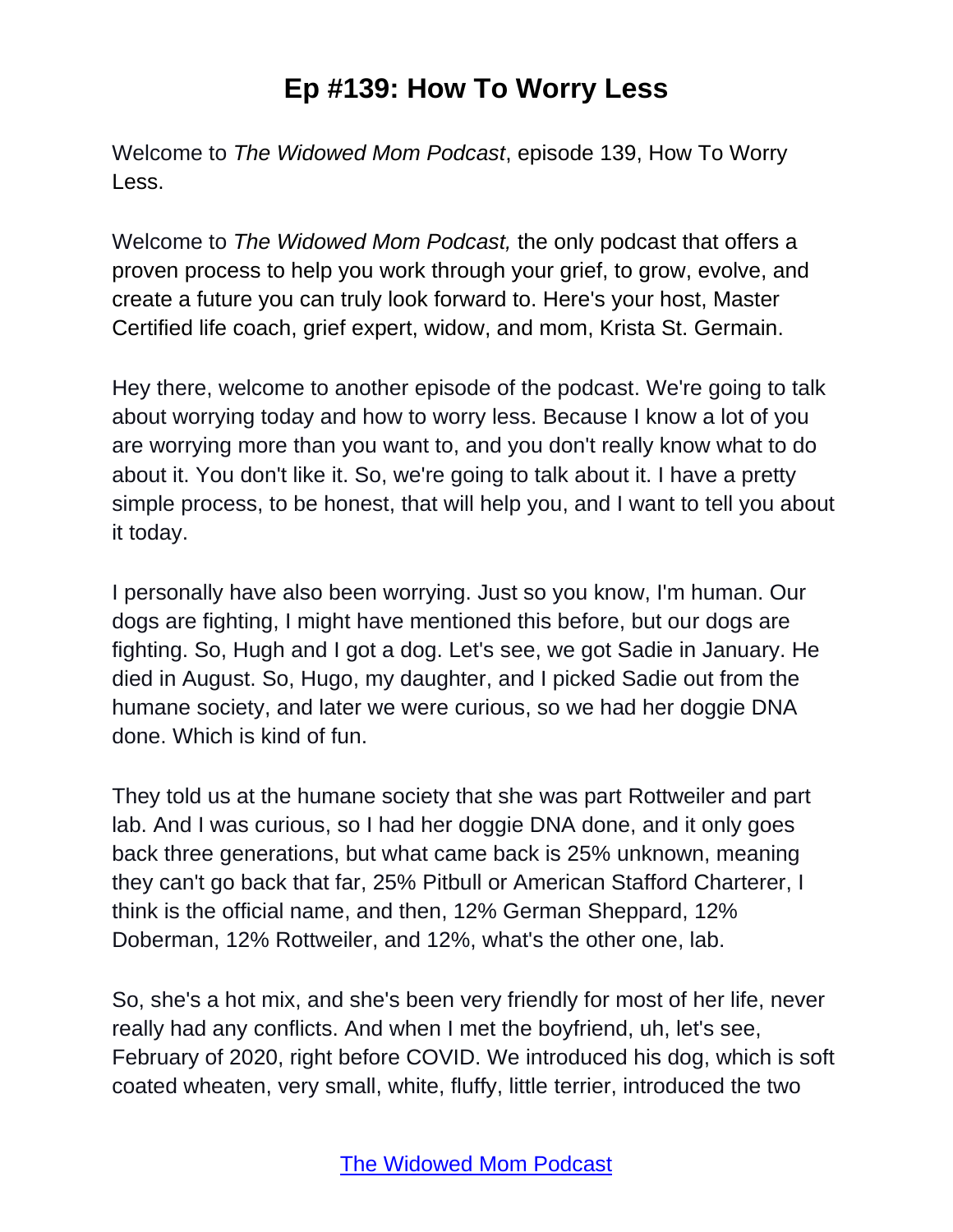# Ep #139: How To Worry Less

Welcome to *The Widowed Mom Podcast*, episode 139, How To Worry Less.

Welcome to *The Widowed Mom Podcast,* the only podcast that offers a proven process to help you work through your grief, to grow, evolve, and create a future you can truly look forward to. Here's your host, Master Certified life coach, grief expert, widow, and mom, Krista St. Germain.

Hey there, welcome to another episode of the podcast. We're going to talk about worrying today and how to worry less. Because I know a lot of you are worrying more than you want to, and you don't really know what to do about it. You don't like it. So, we're going to talk about it. I have a pretty simple process, to be honest, that will help you, and I want to tell you about it today.

I personally have also been worrying. Just so you know, I'm human. Our dogs are fighting, I might have mentioned this before, but our dogs are fighting. So, Hugh and I got a dog. Let's see, we got Sadie in January. He died in August. So, Hugo, my daughter, and I picked Sadie out from the humane society, and later we were curious, so we had her doggie DNA done. Which is kind of fun.

They told us at the humane society that she was part Rottweiler and part lab. And I was curious, so I had her doggie DNA done, and it only goes back three generations, but what came back is 25% unknown, meaning they can't go back that far, 25% Pitbull or American Stafford Charterer, I think is the official name, and then, 12% German Sheppard, 12% Doberman, 12% Rottweiler, and 12%, what's the other one, lab.

So, she's a hot mix, and she's been very friendly for most of her life, never really had any conflicts. And when I met the boyfriend, uh, let's see, February of 2020, right before COVID. We introduced his dog, which is soft coated wheaten, very small, white, fluffy, little terrier, introduced the two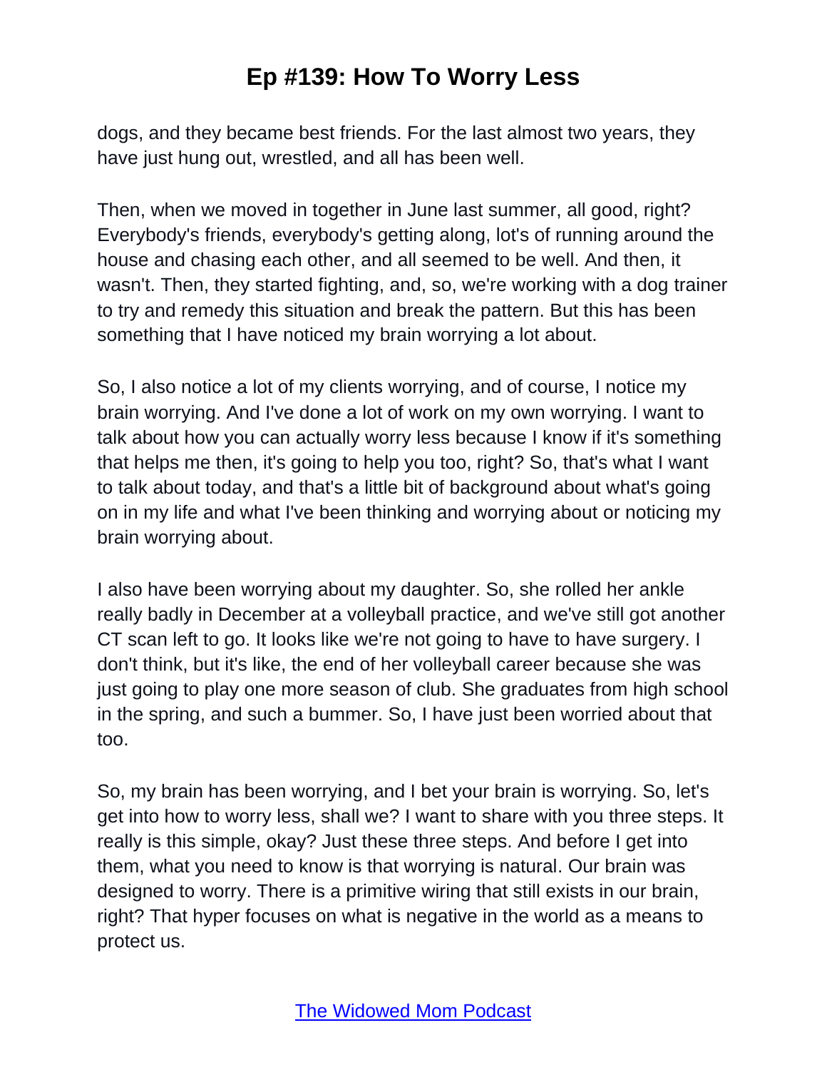dogs, and they became best friends. For the last almost two years, they have just hung out, wrestled, and all has been well.

Then, when we moved in together in June last summer, all good, right? Everybody's friends, everybody's getting along, lot's of running around the house and chasing each other, and all seemed to be well. And then, it wasn't. Then, they started fighting, and, so, we're working with a dog trainer to try and remedy this situation and break the pattern. But this has been something that I have noticed my brain worrying a lot about.

So, I also notice a lot of my clients worrying, and of course, I notice my brain worrying. And I've done a lot of work on my own worrying. I want to talk about how you can actually worry less because I know if it's something that helps me then, it's going to help you too, right? So, that's what I want to talk about today, and that's a little bit of background about what's going on in my life and what I've been thinking and worrying about or noticing my brain worrying about.

I also have been worrying about my daughter. So, she rolled her ankle really badly in December at a volleyball practice, and we've still got another CT scan left to go. It looks like we're not going to have to have surgery. I don't think, but it's like, the end of her volleyball career because she was just going to play one more season of club. She graduates from high school in the spring, and such a bummer. So, I have just been worried about that too.

So, my brain has been worrying, and I bet your brain is worrying. So, let's get into how to worry less, shall we? I want to share with you three steps. It really is this simple, okay? Just these three steps. And before I get into them, what you need to know is that worrying is natural. Our brain was designed to worry. There is a primitive wiring that still exists in our brain, right? That hyper focuses on what is negative in the world as a means to protect us.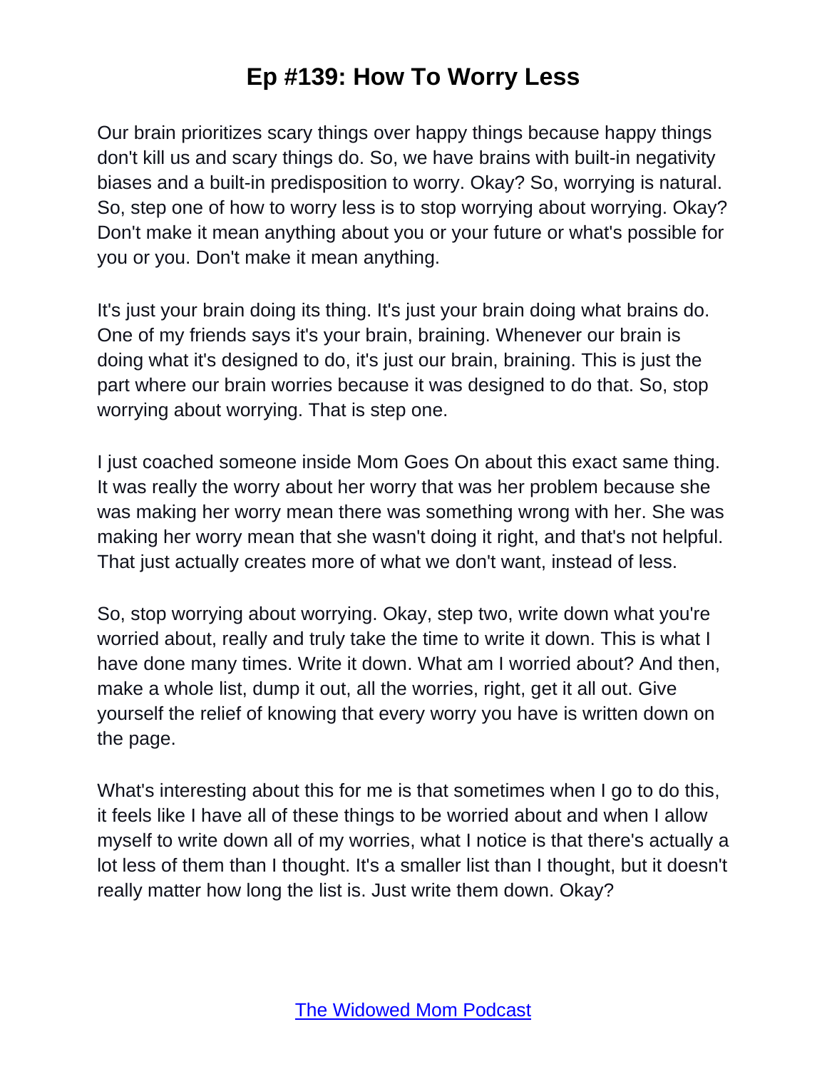# Ep #139: How To Worry Less

Our brain prioritizes scary things over happy things because happy things don't kill us and scary things do. So, we have brains with built-in negativity biases and a built-in predisposition to worry. Okay? So, worrying is natural. So, step one of how to worry less is to stop worrying about worrying. Okay? Don't make it mean anything about you or your future or what's possible for you or you. Don't make it mean anything.

It's just your brain doing its thing. It's just your brain doing what brains do. One of my friends says it's your brain, braining. Whenever our brain is doing what it's designed to do, it's just our brain, braining. This is just the part where our brain worries because it was designed to do that. So, stop worrying about worrying. That is step one.

I just coached someone inside Mom Goes On about this exact same thing. It was really the worry about her worry that was her problem because she was making her worry mean there was something wrong with her. She was making her worry mean that she wasn't doing it right, and that's not helpful. That just actually creates more of what we don't want, instead of less.

So, stop worrying about worrying. Okay, step two, write down what you're worried about, really and truly take the time to write it down. This is what I have done many times. Write it down. What am I worried about? And then, make a whole list, dump it out, all the worries, right, get it all out. Give yourself the relief of knowing that every worry you have is written down on the page.

What's interesting about this for me is that sometimes when I go to do this, it feels like I have all of these things to be worried about and when I allow myself to write down all of my worries, what I notice is that there's actually a lot less of them than I thought. It's a smaller list than I thought, but it doesn't really matter how long the list is. Just write them down. Okay?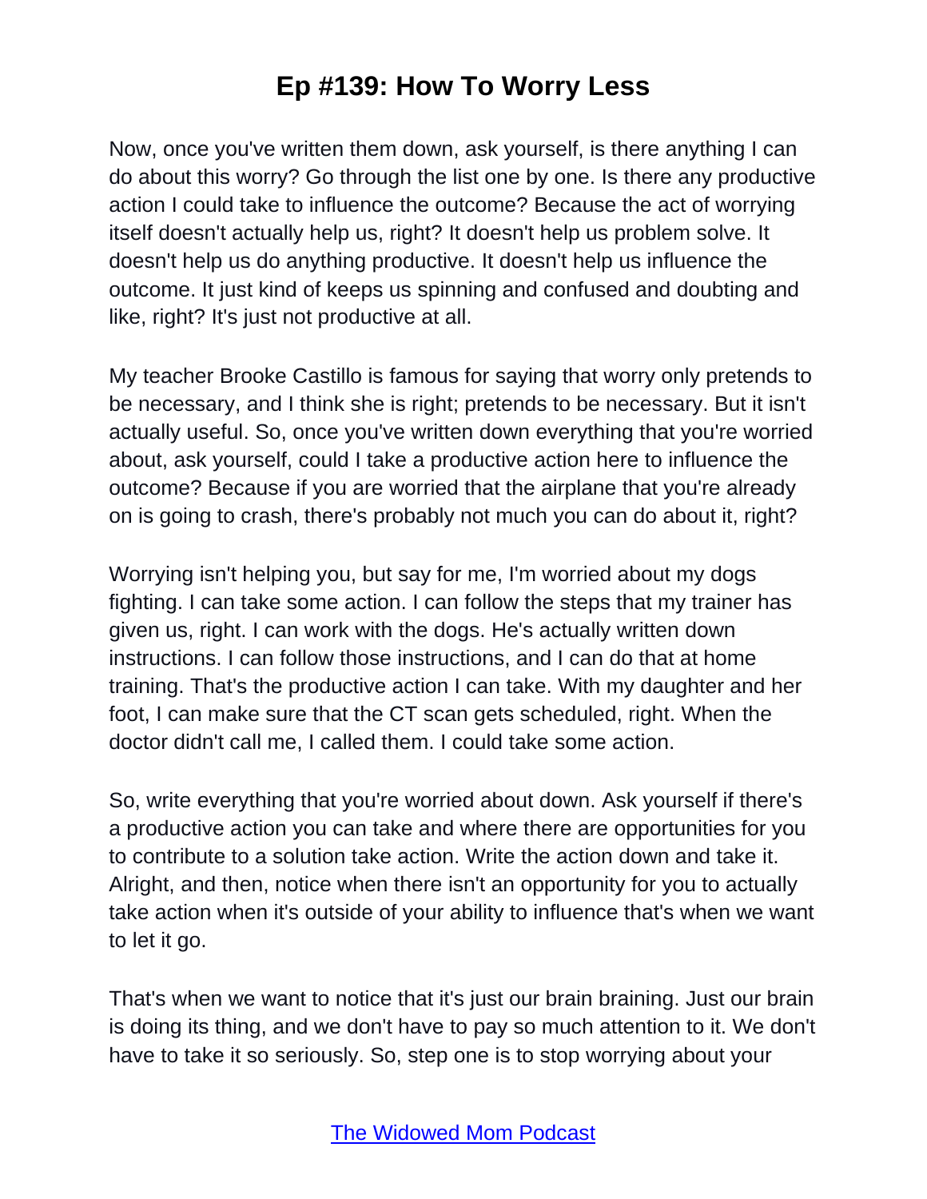Now, once you've written them down, ask yourself, is there anything I can do about this worry? Go through the list one by one. Is there any productive action I could take to influence the outcome? Because the act of worrying itself doesn't actually help us, right? It doesn't help us problem solve. It doesn't help us do anything productive. It doesn't help us influence the outcome. It just kind of keeps us spinning and confused and doubting and like, right? It's just not productive at all.

My teacher Brooke Castillo is famous for saying that worry only pretends to be necessary, and I think she is right; pretends to be necessary. But it isn't actually useful. So, once you've written down everything that you're worried about, ask yourself, could I take a productive action here to influence the outcome? Because if you are worried that the airplane that you're already on is going to crash, there's probably not much you can do about it, right?

Worrying isn't helping you, but say for me, I'm worried about my dogs fighting. I can take some action. I can follow the steps that my trainer has given us, right. I can work with the dogs. He's actually written down instructions. I can follow those instructions, and I can do that at home training. That's the productive action I can take. With my daughter and her foot, I can make sure that the CT scan gets scheduled, right. When the doctor didn't call me, I called them. I could take some action.

So, write everything that you're worried about down. Ask yourself if there's a productive action you can take and where there are opportunities for you to contribute to a solution take action. Write the action down and take it. Alright, and then, notice when there isn't an opportunity for you to actually take action when it's outside of your ability to influence that's when we want to let it go.

That's when we want to notice that it's just our brain braining. Just our brain is doing its thing, and we don't have to pay so much attention to it. We don't have to take it so seriously. So, step one is to stop worrying about your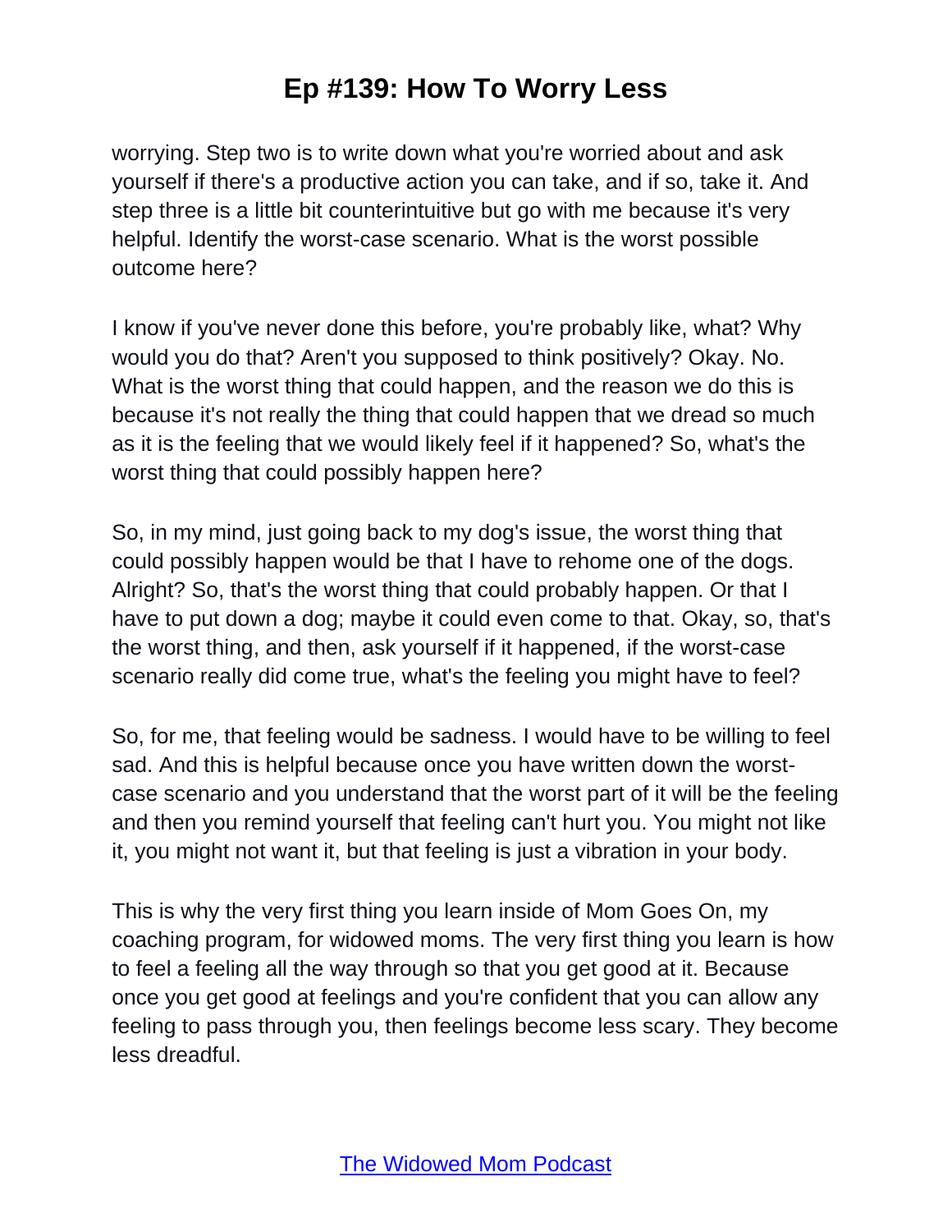worrying. Step two is to write down what you're worried about and ask yourself if there's a productive action you can take, and if so, take it. And step three is a little bit counterintuitive but go with me because it's very helpful. Identify the worst-case scenario. What is the worst possible outcome here?

I know if you've never done this before, you're probably like, what? Why would you do that? Aren't you supposed to think positively? Okay. No. What is the worst thing that could happen, and the reason we do this is because it's not really the thing that could happen that we dread so much as it is the feeling that we would likely feel if it happened? So, what's the worst thing that could possibly happen here?

So, in my mind, just going back to my dog's issue, the worst thing that could possibly happen would be that I have to rehome one of the dogs. Alright? So, that's the worst thing that could probably happen. Or that I have to put down a dog; maybe it could even come to that. Okay, so, that's the worst thing, and then, ask yourself if it happened, if the worst-case scenario really did come true, what's the feeling you might have to feel?

So, for me, that feeling would be sadness. I would have to be willing to feel sad. And this is helpful because once you have written down the worst-case scenario and you understand that the worst part of it will be the feeling and then you remind yourself that feeling can't hurt you. You might not like it, you might not want it, but that feeling is just a vibration in your body.

This is why the very first thing you learn inside of Mom Goes On, my coaching program, for widowed moms. The very first thing you learn is how to feel a feeling all the way through so that you get good at it. Because once you get good at feelings and you're confident that you can allow any feeling to pass through you, then feelings become less scary. They become less dreadful.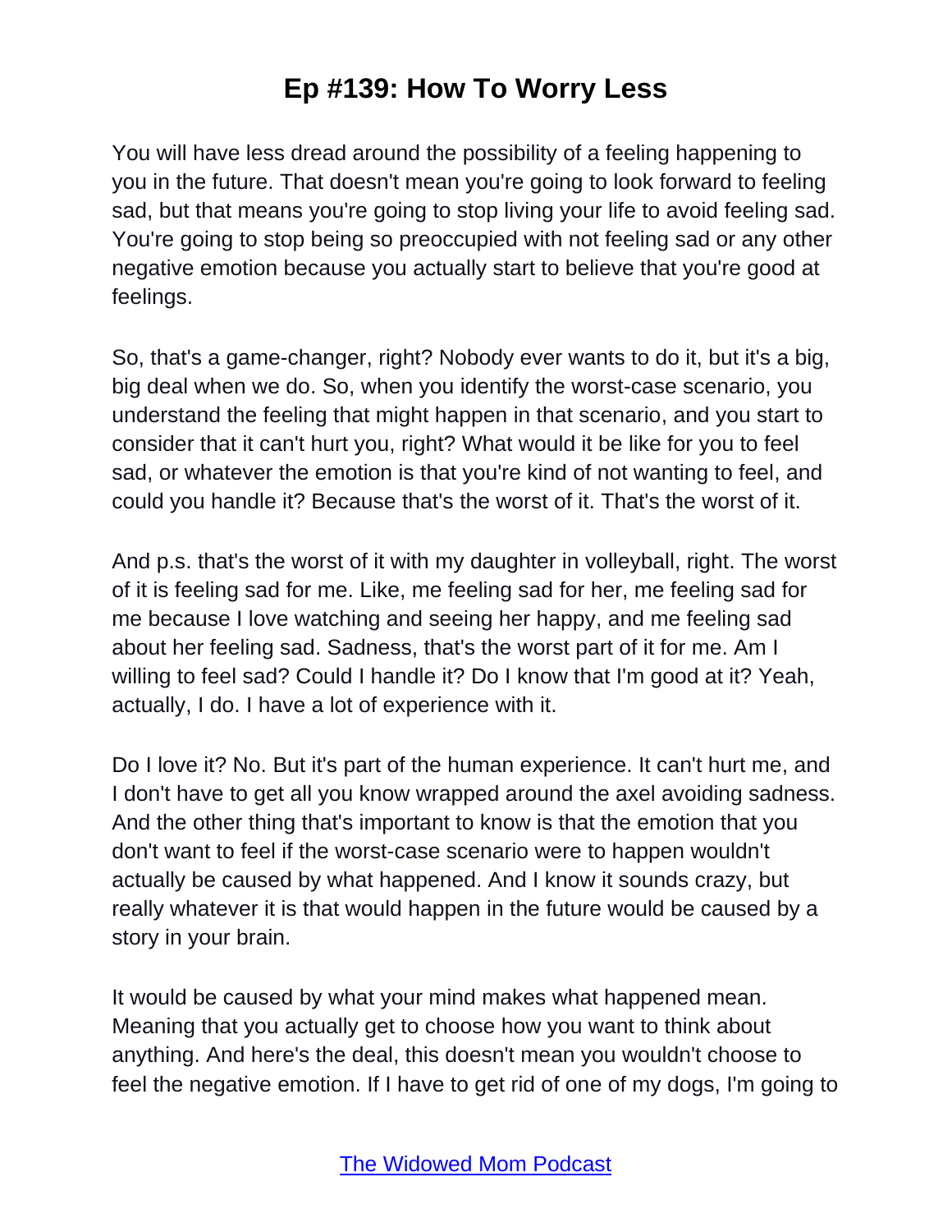You will have less dread around the possibility of a feeling happening to you in the future. That doesn't mean you're going to look forward to feeling sad, but that means you're going to stop living your life to avoid feeling sad. You're going to stop being so preoccupied with not feeling sad or any other negative emotion because you actually start to believe that you're good at feelings.

So, that's a game-changer, right? Nobody ever wants to do it, but it's a big, big deal when we do. So, when you identify the worst-case scenario, you understand the feeling that might happen in that scenario, and you start to consider that it can't hurt you, right? What would it be like for you to feel sad, or whatever the emotion is that you're kind of not wanting to feel, and could you handle it? Because that's the worst of it. That's the worst of it.

And p.s. that's the worst of it with my daughter in volleyball, right. The worst of it is feeling sad for me. Like, me feeling sad for her, me feeling sad for me because I love watching and seeing her happy, and me feeling sad about her feeling sad. Sadness, that's the worst part of it for me. Am I willing to feel sad? Could I handle it? Do I know that I'm good at it? Yeah, actually, I do. I have a lot of experience with it.

Do I love it? No. But it's part of the human experience. It can't hurt me, and I don't have to get all you know wrapped around the axel avoiding sadness. And the other thing that's important to know is that the emotion that you don't want to feel if the worst-case scenario were to happen wouldn't actually be caused by what happened. And I know it sounds crazy, but really whatever it is that would happen in the future would be caused by a story in your brain.

It would be caused by what your mind makes what happened mean. Meaning that you actually get to choose how you want to think about anything. And here's the deal, this doesn't mean you wouldn't choose to feel the negative emotion. If I have to get rid of one of my dogs, I'm going to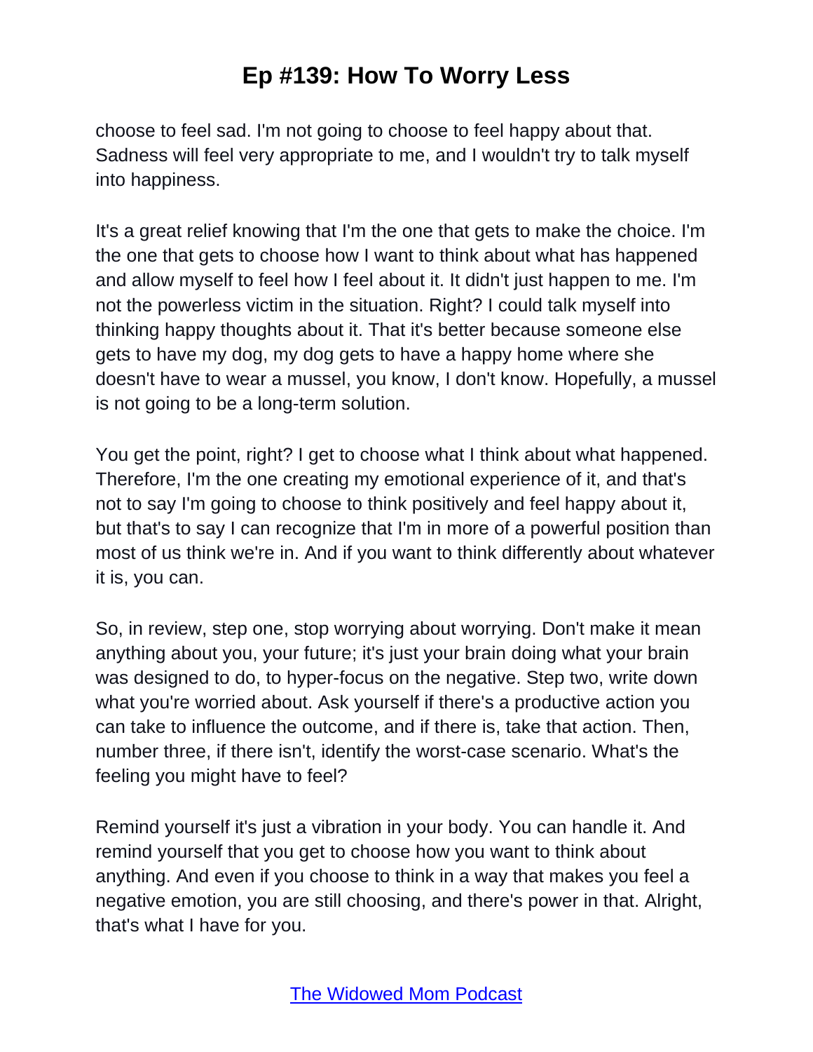choose to feel sad. I'm not going to choose to feel happy about that. Sadness will feel very appropriate to me, and I wouldn't try to talk myself into happiness.

It's a great relief knowing that I'm the one that gets to make the choice. I'm the one that gets to choose how I want to think about what has happened and allow myself to feel how I feel about it. It didn't just happen to me. I'm not the powerless victim in the situation. Right? I could talk myself into thinking happy thoughts about it. That it's better because someone else gets to have my dog, my dog gets to have a happy home where she doesn't have to wear a mussel, you know, I don't know. Hopefully, a mussel is not going to be a long-term solution.

You get the point, right? I get to choose what I think about what happened. Therefore, I'm the one creating my emotional experience of it, and that's not to say I'm going to choose to think positively and feel happy about it, but that's to say I can recognize that I'm in more of a powerful position than most of us think we're in. And if you want to think differently about whatever it is, you can.

So, in review, step one, stop worrying about worrying. Don't make it mean anything about you, your future; it's just your brain doing what your brain was designed to do, to hyper-focus on the negative. Step two, write down what you're worried about. Ask yourself if there's a productive action you can take to influence the outcome, and if there is, take that action. Then, number three, if there isn't, identify the worst-case scenario. What's the feeling you might have to feel?

Remind yourself it's just a vibration in your body. You can handle it. And remind yourself that you get to choose how you want to think about anything. And even if you choose to think in a way that makes you feel a negative emotion, you are still choosing, and there's power in that. Alright, that's what I have for you.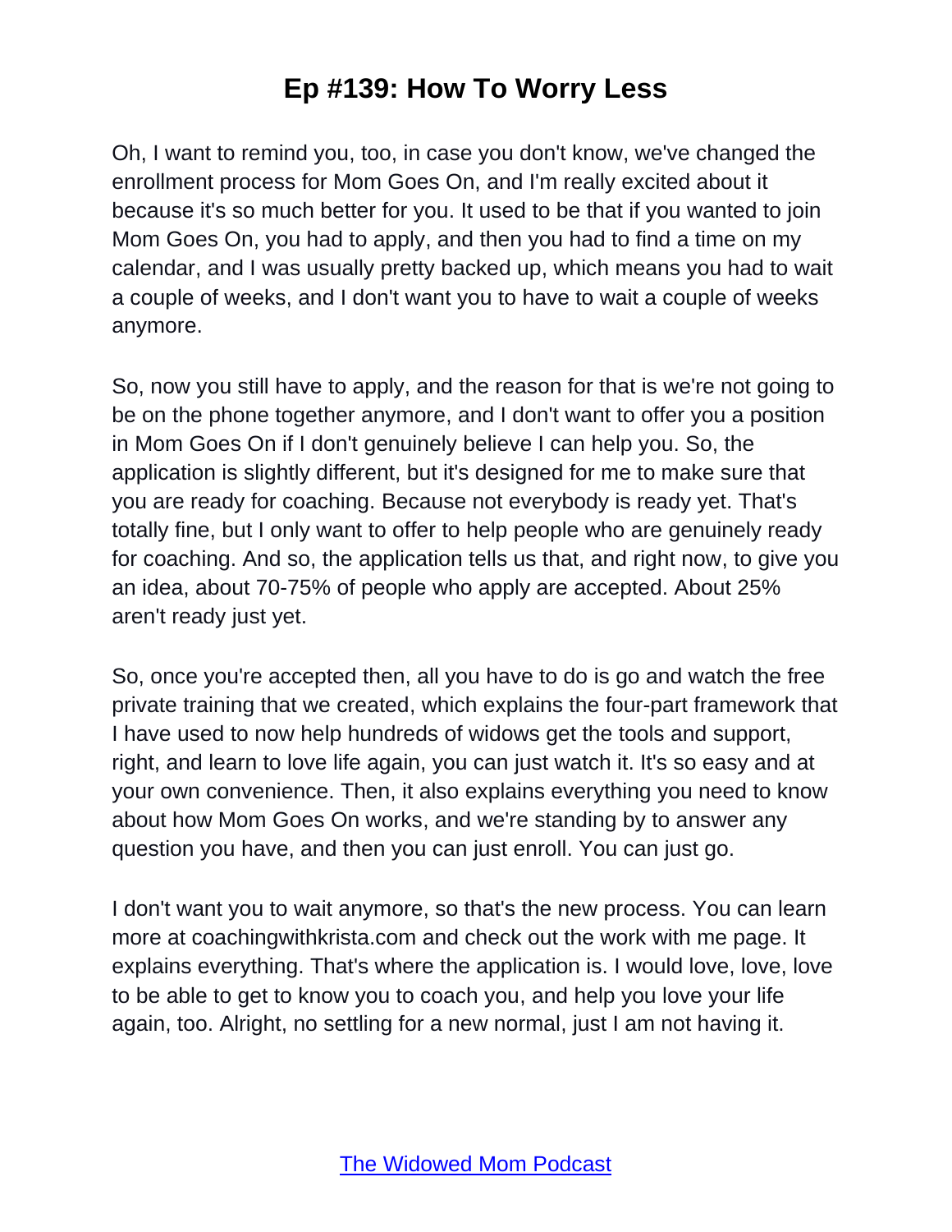Oh, I want to remind you, too, in case you don't know, we've changed the enrollment process for Mom Goes On, and I'm really excited about it because it's so much better for you. It used to be that if you wanted to join Mom Goes On, you had to apply, and then you had to find a time on my calendar, and I was usually pretty backed up, which means you had to wait a couple of weeks, and I don't want you to have to wait a couple of weeks anymore.

So, now you still have to apply, and the reason for that is we're not going to be on the phone together anymore, and I don't want to offer you a position in Mom Goes On if I don't genuinely believe I can help you. So, the application is slightly different, but it's designed for me to make sure that you are ready for coaching. Because not everybody is ready yet. That's totally fine, but I only want to offer to help people who are genuinely ready for coaching. And so, the application tells us that, and right now, to give you an idea, about 70-75% of people who apply are accepted. About 25% aren't ready just yet.

So, once you're accepted then, all you have to do is go and watch the free private training that we created, which explains the four-part framework that I have used to now help hundreds of widows get the tools and support, right, and learn to love life again, you can just watch it. It's so easy and at your own convenience. Then, it also explains everything you need to know about how Mom Goes On works, and we're standing by to answer any question you have, and then you can just enroll. You can just go.

I don't want you to wait anymore, so that's the new process. You can learn more at coachingwithkrista.com and check out the work with me page. It explains everything. That's where the application is. I would love, love, love to be able to get to know you to coach you, and help you love your life again, too. Alright, no settling for a new normal, just I am not having it.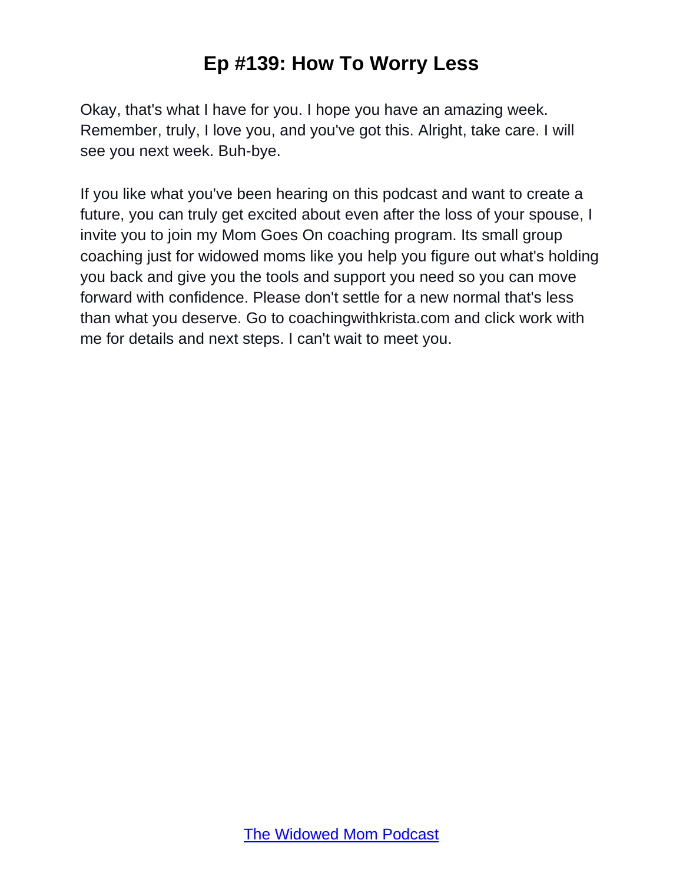Okay, that's what I have for you. I hope you have an amazing week. Remember, truly, I love you, and you've got this. Alright, take care. I will see you next week. Buh-bye.

If you like what you've been hearing on this podcast and want to create a future, you can truly get excited about even after the loss of your spouse, I invite you to join my Mom Goes On coaching program. Its small group coaching just for widowed moms like you help you figure out what's holding you back and give you the tools and support you need so you can move forward with confidence. Please don't settle for a new normal that's less than what you deserve. Go to coachingwithkrista.com and click work with me for details and next steps. I can't wait to meet you.